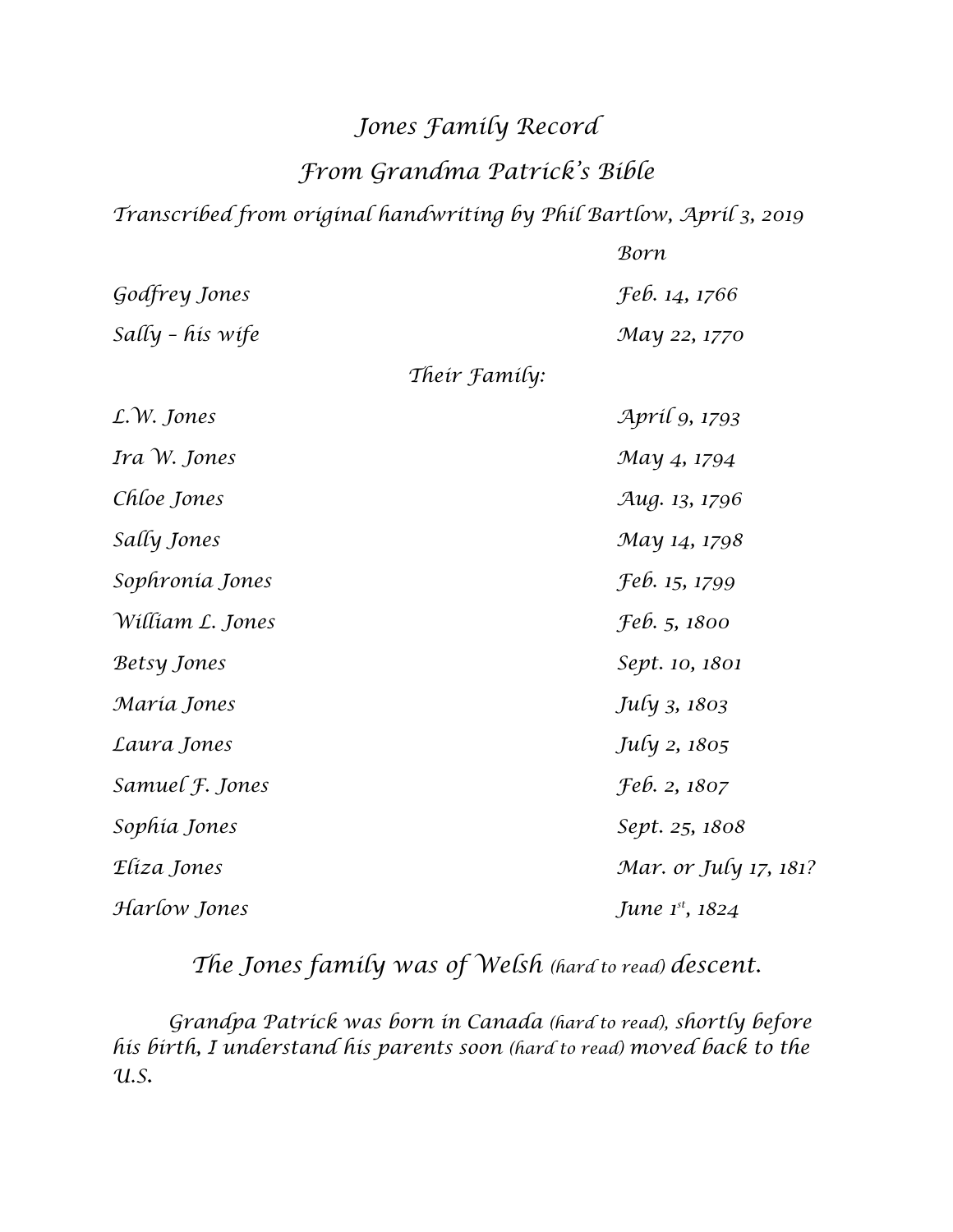# Jones Family Record

## From Grandma Patrick's Bible

*Transcribed from original handwriting by Phil Bartlow, April 3, 2019*

| | Born |
|---|---|
| Godfrey Jones | Feb. 14, 1766 |
| Sally – his wife | May 22, 1770 |
| **Their Family:** | |
| L.W. Jones | April 9, 1793 |
| Ira W. Jones | May 4, 1794 |
| Chloe Jones | Aug. 13, 1796 |
| Sally Jones | May 14, 1798 |
| Sophronia Jones | Feb. 15, 1799 |
| William L. Jones | Feb. 5, 1800 |
| Betsy Jones | Sept. 10, 1801 |
| Maria Jones | July 3, 1803 |
| Laura Jones | July 2, 1805 |
| Samuel F. Jones | Feb. 2, 1807 |
| Sophia Jones | Sept. 25, 1808 |
| Eliza Jones | Mar. or July 17, 181? |
| Harlow Jones | June 1st, 1824 |

The Jones family was of Welsh *(hard to read)* descent.

Grandpa Patrick was born in Canada *(hard to read)*, shortly before his birth, I understand his parents soon *(hard to read)* moved back to the U.S.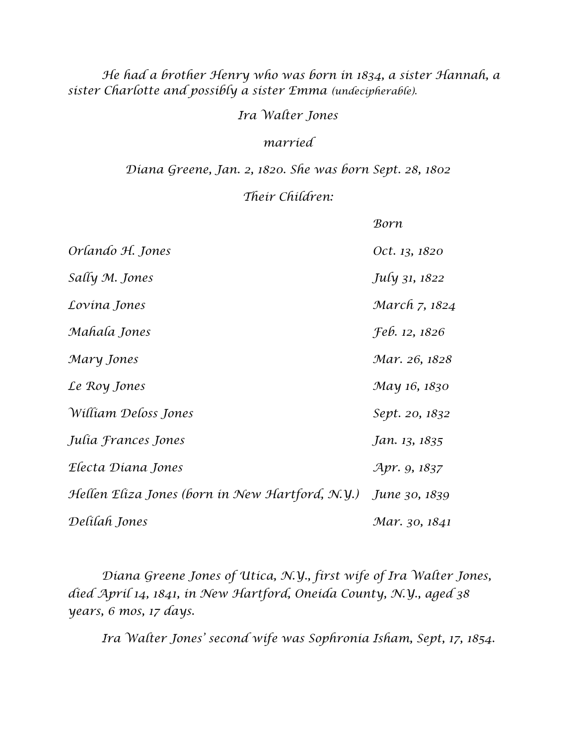*He had a brother Henry who was born in 1834, a sister Hannah, a sister Charlotte and possibly a sister Emma (undecipherable).*

*Ira Walter Jones*

*married*

*Diana Greene, Jan. 2, 1820. She was born Sept. 28, 1802*

*Their Children:*

| | Born |
|---|---|
| Orlando H. Jones | Oct. 13, 1820 |
| Sally M. Jones | July 31, 1822 |
| Lovina Jones | March 7, 1824 |
| Mahala Jones | Feb. 12, 1826 |
| Mary Jones | Mar. 26, 1828 |
| Le Roy Jones | May 16, 1830 |
| William Deloss Jones | Sept. 20, 1832 |
| Julia Frances Jones | Jan. 13, 1835 |
| Electa Diana Jones | Apr. 9, 1837 |
| Hellen Eliza Jones (born in New Hartford, N.Y.) | June 30, 1839 |
| Delilah Jones | Mar. 30, 1841 |

*Diana Greene Jones of Utica, N.Y., first wife of Ira Walter Jones, died April 14, 1841, in New Hartford, Oneida County, N.Y., aged 38 years, 6 mos, 17 days.*

*Ira Walter Jones' second wife was Sophronia Isham, Sept, 17, 1854.*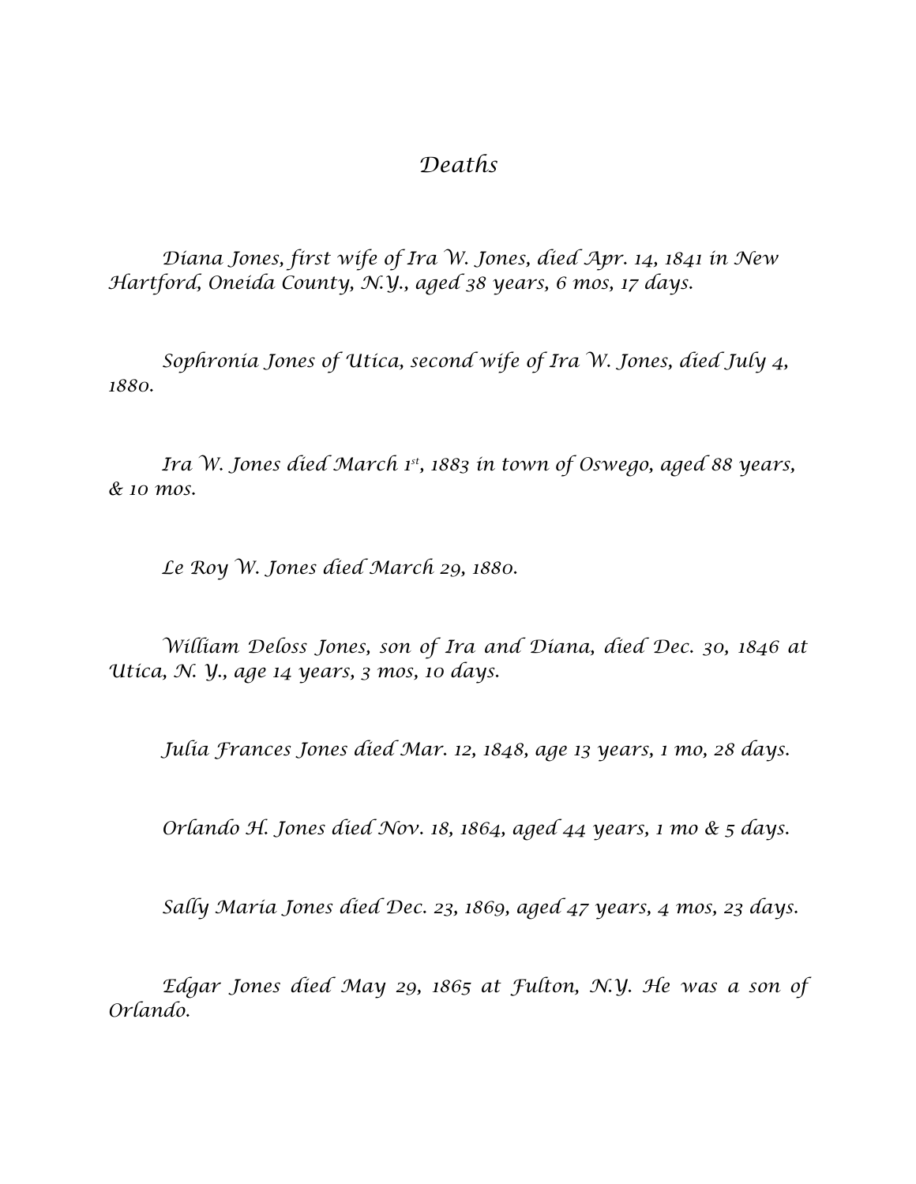# Deaths

Diana Jones, first wife of Ira W. Jones, died Apr. 14, 1841 in New Hartford, Oneida County, N.Y., aged 38 years, 6 mos, 17 days.

Sophronia Jones of Utica, second wife of Ira W. Jones, died July 4, 1880.

Ira W. Jones died March 1st, 1883 in town of Oswego, aged 88 years, & 10 mos.

Le Roy W. Jones died March 29, 1880.

William Deloss Jones, son of Ira and Diana, died Dec. 30, 1846 at Utica, N. Y., age 14 years, 3 mos, 10 days.

Julia Frances Jones died Mar. 12, 1848, age 13 years, 1 mo, 28 days.

Orlando H. Jones died Nov. 18, 1864, aged 44 years, 1 mo & 5 days.

Sally Maria Jones died Dec. 23, 1869, aged 47 years, 4 mos, 23 days.

Edgar Jones died May 29, 1865 at Fulton, N.Y. He was a son of Orlando.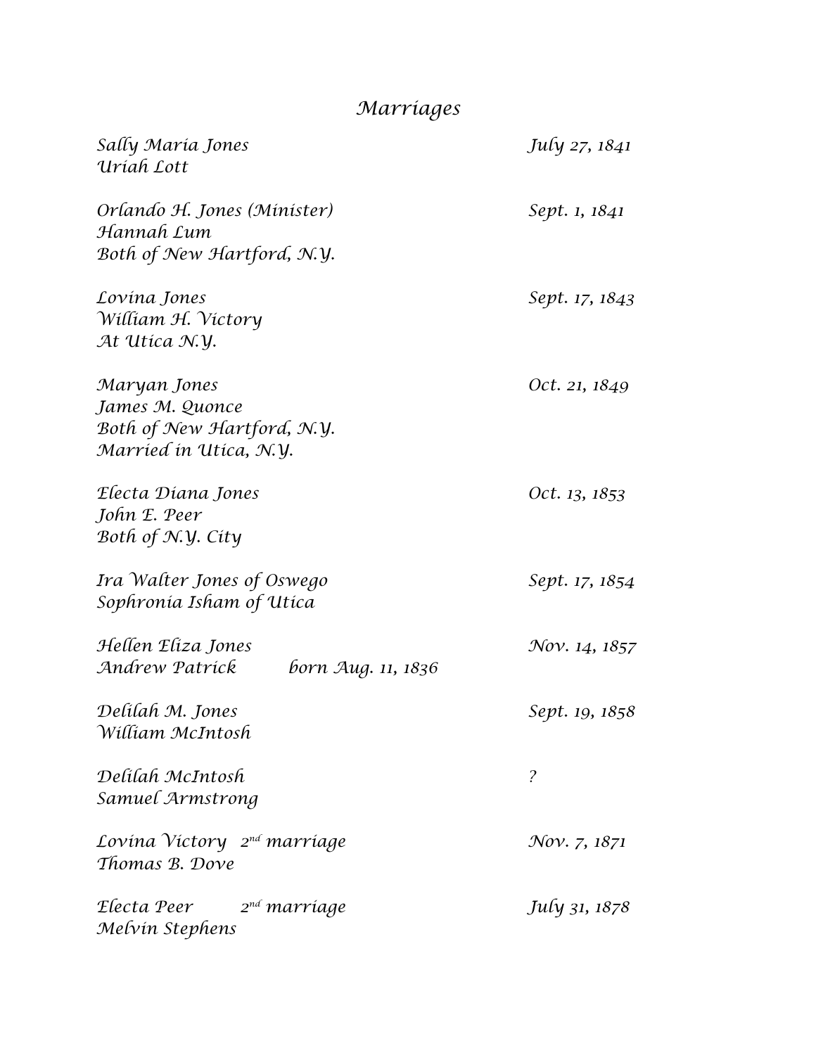# Marriages

Sally Maria Jones — July 27, 1841
Uriah Lott

Orlando H. Jones (Minister) — Sept. 1, 1841
Hannah Lum
Both of New Hartford, N.Y.

Lovina Jones — Sept. 17, 1843
William H. Victory
At Utica N.Y.

Maryan Jones — Oct. 21, 1849
James M. Quonce
Both of New Hartford, N.Y.
Married in Utica, N.Y.

Electa Diana Jones — Oct. 13, 1853
John E. Peer
Both of N.Y. City

Ira Walter Jones of Oswego — Sept. 17, 1854
Sophronia Isham of Utica

Hellen Eliza Jones — Nov. 14, 1857
Andrew Patrick born Aug. 11, 1836

Delilah M. Jones — Sept. 19, 1858
William McIntosh

Delilah McIntosh — ?
Samuel Armstrong

Lovina Victory 2nd marriage — Nov. 7, 1871
Thomas B. Dove

Electa Peer 2nd marriage — July 31, 1878
Melvin Stephens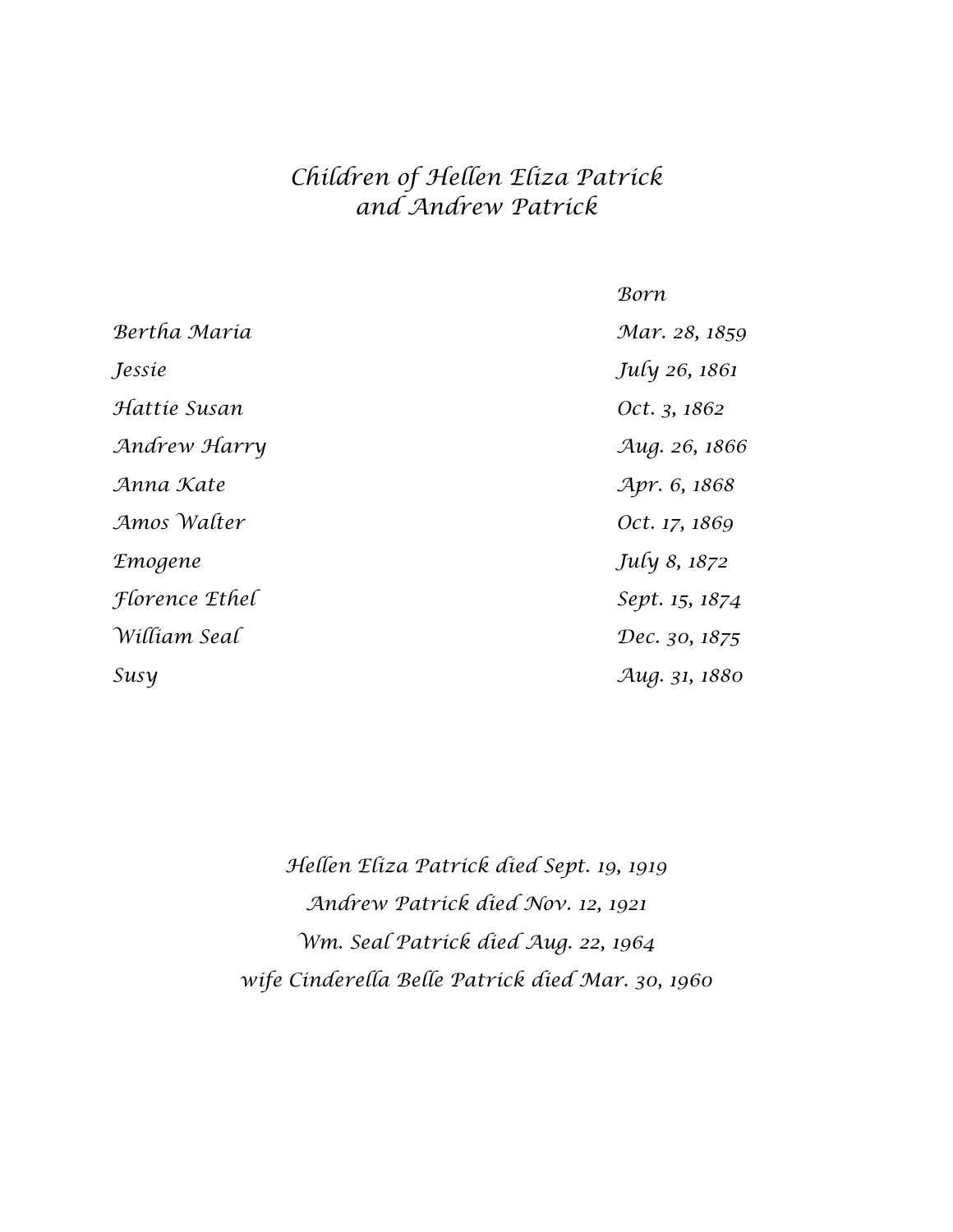# Children of Hellen Eliza Patrick and Andrew Patrick

| | Born |
|---|---|
| Bertha Maria | Mar. 28, 1859 |
| Jessie | July 26, 1861 |
| Hattie Susan | Oct. 3, 1862 |
| Andrew Harry | Aug. 26, 1866 |
| Anna Kate | Apr. 6, 1868 |
| Amos Walter | Oct. 17, 1869 |
| Emogene | July 8, 1872 |
| Florence Ethel | Sept. 15, 1874 |
| William Seal | Dec. 30, 1875 |
| Susy | Aug. 31, 1880 |

Hellen Eliza Patrick died Sept. 19, 1919

Andrew Patrick died Nov. 12, 1921

Wm. Seal Patrick died Aug. 22, 1964

wife Cinderella Belle Patrick died Mar. 30, 1960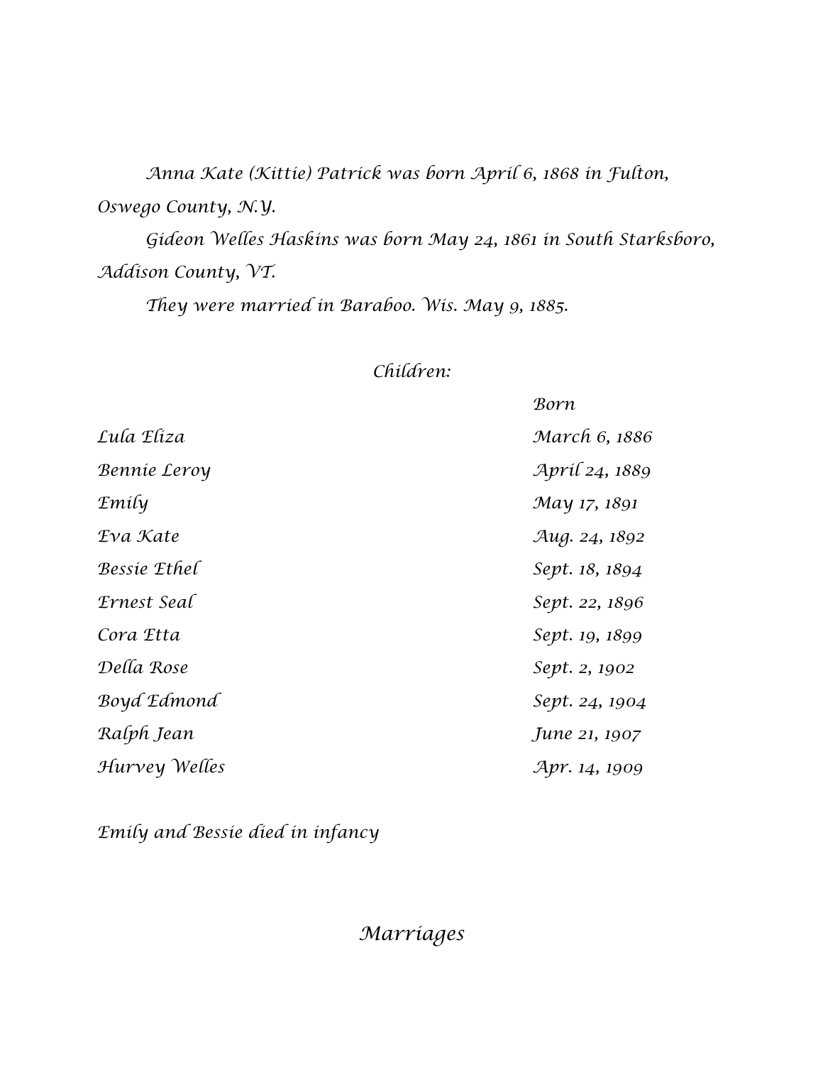Anna Kate (Kittie) Patrick was born April 6, 1868 in Fulton, Oswego County, N.Y.

Gideon Welles Haskins was born May 24, 1861 in South Starksboro, Addison County, VT.

They were married in Baraboo. Wis. May 9, 1885.

Children:

| | Born |
|---|---|
| Lula Eliza | March 6, 1886 |
| Bennie Leroy | April 24, 1889 |
| Emily | May 17, 1891 |
| Eva Kate | Aug. 24, 1892 |
| Bessie Ethel | Sept. 18, 1894 |
| Ernest Seal | Sept. 22, 1896 |
| Cora Etta | Sept. 19, 1899 |
| Della Rose | Sept. 2, 1902 |
| Boyd Edmond | Sept. 24, 1904 |
| Ralph Jean | June 21, 1907 |
| Hurvey Welles | Apr. 14, 1909 |

Emily and Bessie died in infancy

# Marriages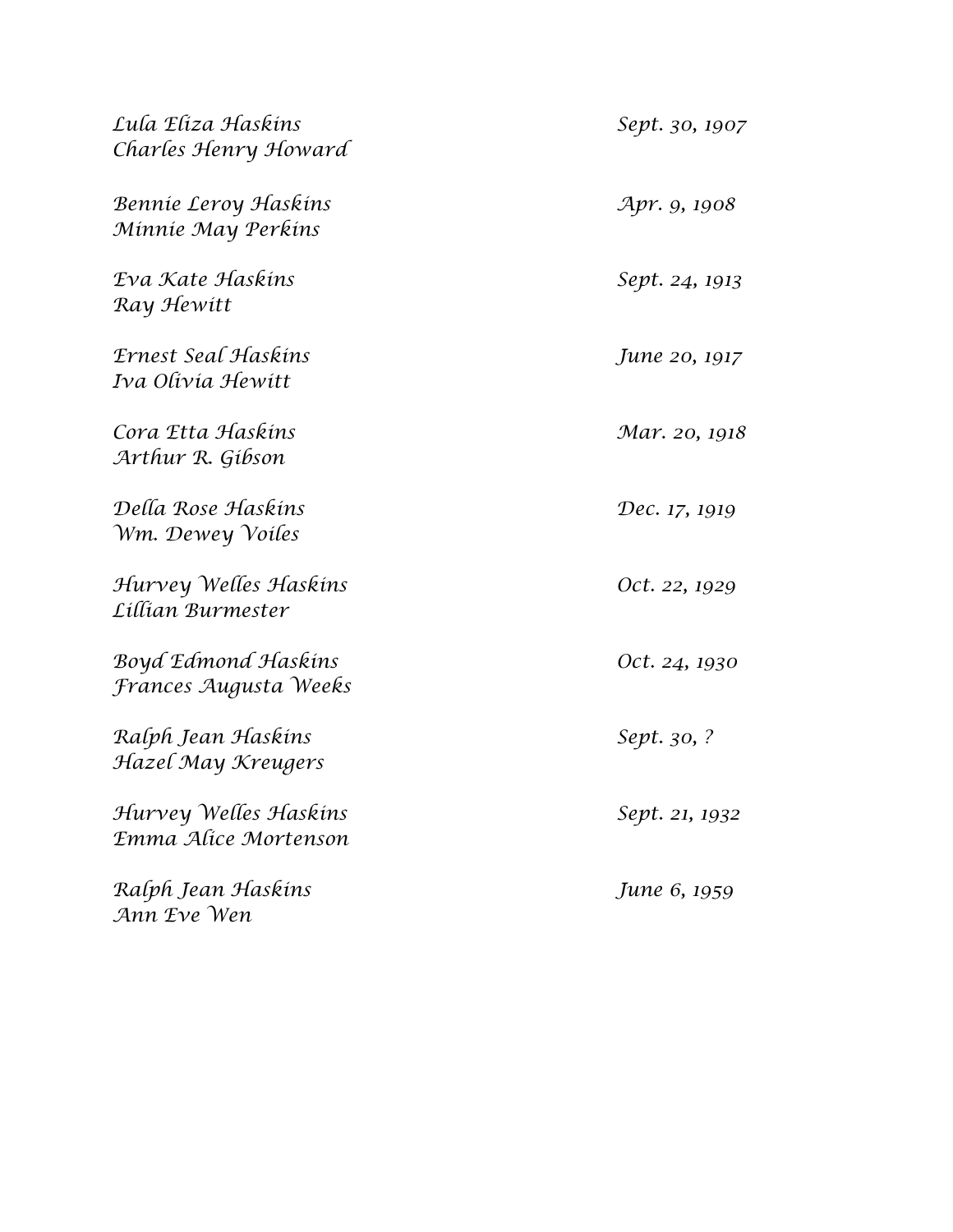Lula Eliza Haskins — Sept. 30, 1907
Charles Henry Howard

Bennie Leroy Haskins — Apr. 9, 1908
Minnie May Perkins

Eva Kate Haskins — Sept. 24, 1913
Ray Hewitt

Ernest Seal Haskins — June 20, 1917
Iva Olivia Hewitt

Cora Etta Haskins — Mar. 20, 1918
Arthur R. Gibson

Della Rose Haskins — Dec. 17, 1919
Wm. Dewey Voiles

Hurvey Welles Haskins — Oct. 22, 1929
Lillian Burmester

Boyd Edmond Haskins — Oct. 24, 1930
Frances Augusta Weeks

Ralph Jean Haskins — Sept. 30, ?
Hazel May Kreugers

Hurvey Welles Haskins — Sept. 21, 1932
Emma Alice Mortenson

Ralph Jean Haskins — June 6, 1959
Ann Eve Wen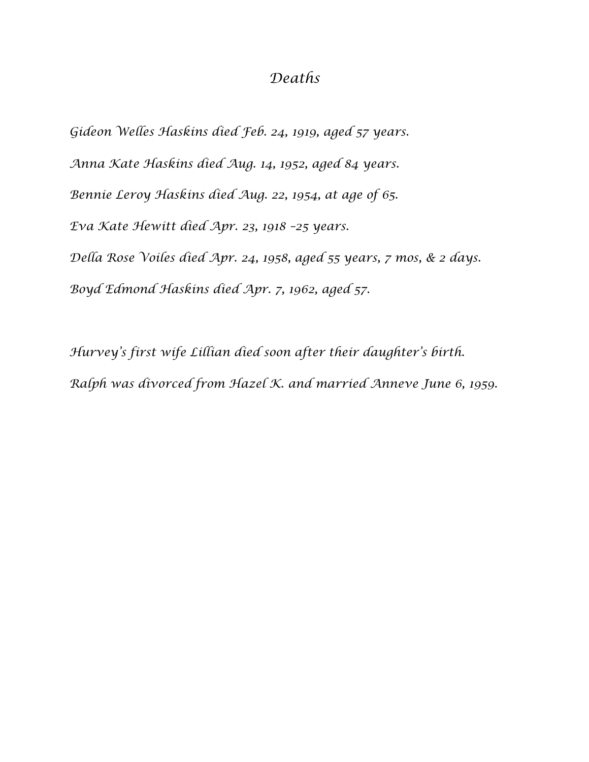# Deaths

Gideon Welles Haskins died Feb. 24, 1919, aged 57 years.

Anna Kate Haskins died Aug. 14, 1952, aged 84 years.

Bennie Leroy Haskins died Aug. 22, 1954, at age of 65.

Eva Kate Hewitt died Apr. 23, 1918 –25 years.

Della Rose Voiles died Apr. 24, 1958, aged 55 years, 7 mos, & 2 days.

Boyd Edmond Haskins died Apr. 7, 1962, aged 57.

Hurvey's first wife Lillian died soon after their daughter's birth.

Ralph was divorced from Hazel K. and married Anneve June 6, 1959.